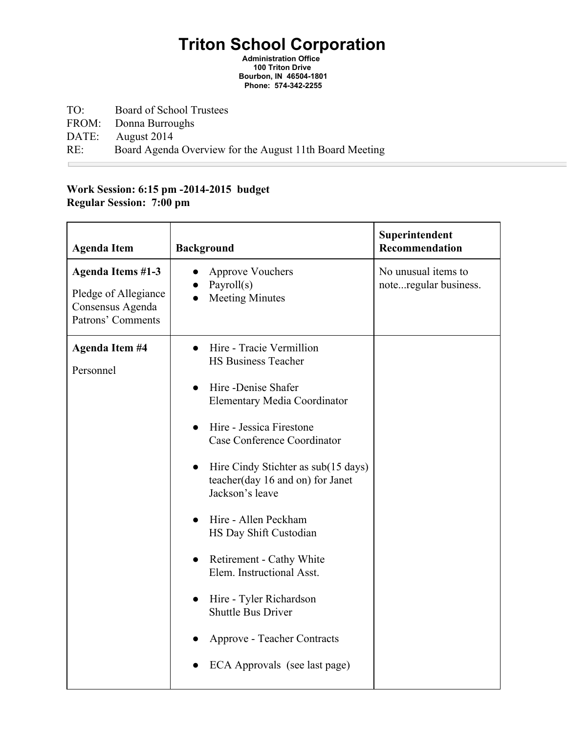# Triton School Corporation

**Administration Office**
**100 Triton Drive**
**Bourbon, IN 46504-1801**
**Phone: 574-342-2255**

TO: Board of School Trustees
FROM: Donna Burroughs
DATE: August 2014
RE: Board Agenda Overview for the August 11th Board Meeting

---

**Work Session: 6:15 pm -2014-2015 budget**
**Regular Session: 7:00 pm**

| **Agenda Item** | **Background** | **Superintendent Recommendation** |
|---|---|---|
| **Agenda Items #1-3**<br>Pledge of Allegiance<br>Consensus Agenda<br>Patrons' Comments | ● Approve Vouchers<br>● Payroll(s)<br>● Meeting Minutes | No unusual items to note...regular business. |
| **Agenda Item #4**<br>Personnel | ● Hire - Tracie Vermillion HS Business Teacher<br>● Hire -Denise Shafer Elementary Media Coordinator<br>● Hire - Jessica Firestone Case Conference Coordinator<br>● Hire Cindy Stichter as sub(15 days) teacher(day 16 and on) for Janet Jackson's leave<br>● Hire - Allen Peckham HS Day Shift Custodian<br>● Retirement - Cathy White Elem. Instructional Asst.<br>● Hire - Tyler Richardson Shuttle Bus Driver<br>● Approve - Teacher Contracts<br>● ECA Approvals (see last page) | |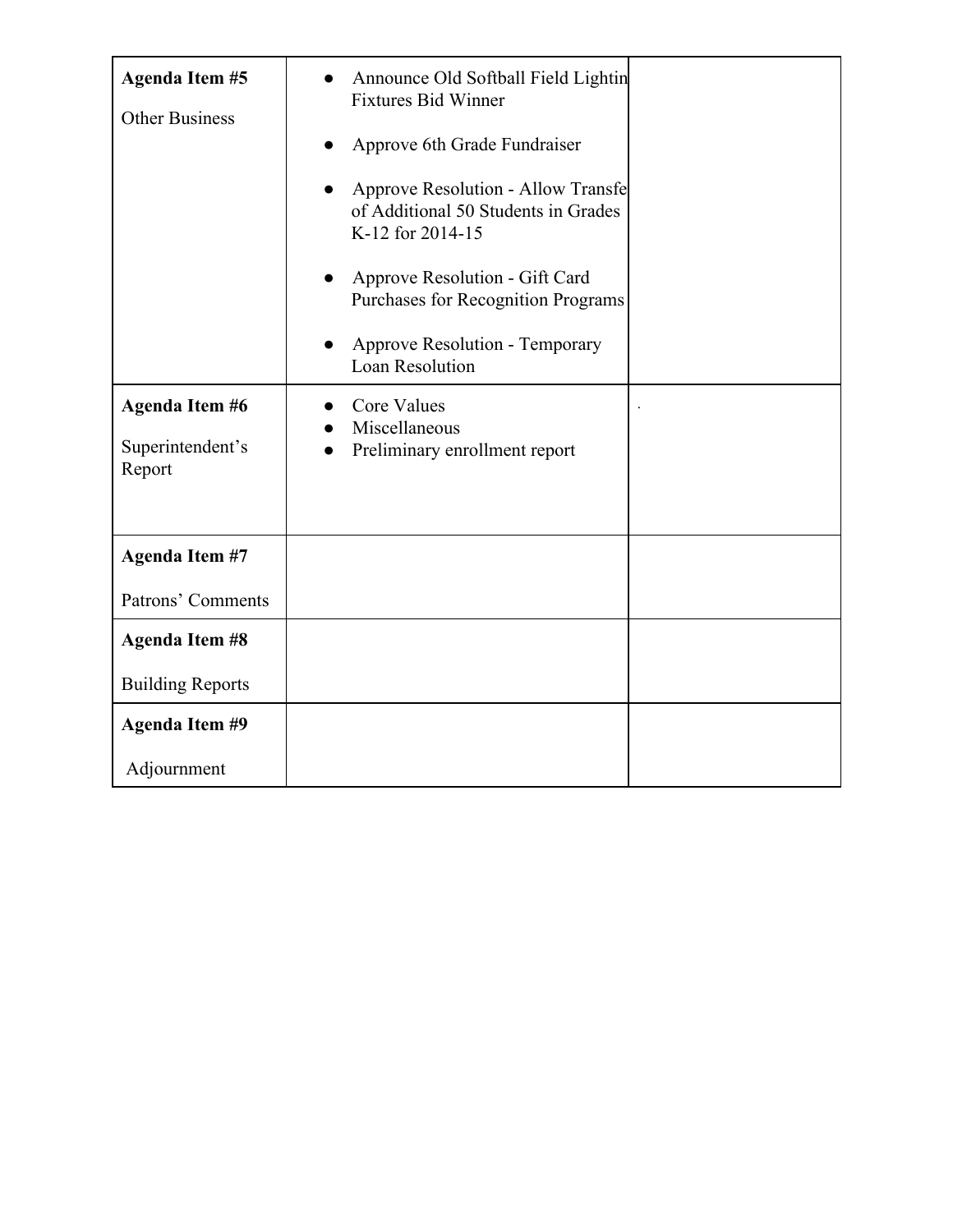| Agenda Item | Items | |
|---|---|---|
| **Agenda Item #5**<br><br>Other Business | • Announce Old Softball Field Lightin Fixtures Bid Winner<br>• Approve 6th Grade Fundraiser<br>• Approve Resolution - Allow Transfe of Additional 50 Students in Grades K-12 for 2014-15<br>• Approve Resolution - Gift Card Purchases for Recognition Programs<br>• Approve Resolution - Temporary Loan Resolution | |
| **Agenda Item #6**<br><br>Superintendent's Report | • Core Values<br>• Miscellaneous<br>• Preliminary enrollment report | . |
| **Agenda Item #7**<br><br>Patrons' Comments | | |
| **Agenda Item #8**<br><br>Building Reports | | |
| **Agenda Item #9**<br><br>Adjournment | | |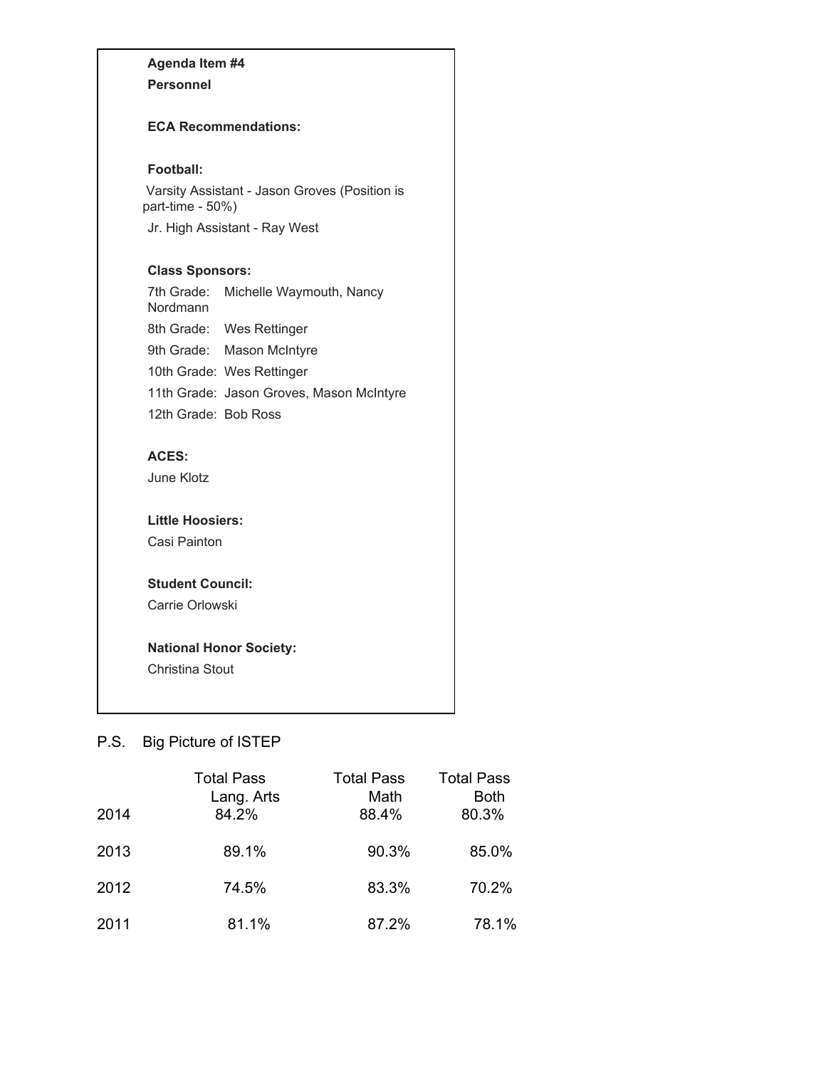**Agenda Item #4**

**Personnel**

**ECA Recommendations:**

**Football:**

Varsity Assistant - Jason Groves (Position is part-time - 50%)

Jr. High Assistant - Ray West

**Class Sponsors:**

7th Grade: Michelle Waymouth, Nancy Nordmann

8th Grade: Wes Rettinger

9th Grade: Mason McIntyre

10th Grade: Wes Rettinger

11th Grade: Jason Groves, Mason McIntyre

12th Grade: Bob Ross

**ACES:**

June Klotz

**Little Hoosiers:**

Casi Painton

**Student Council:**

Carrie Orlowski

**National Honor Society:**

Christina Stout

P.S. Big Picture of ISTEP

| | Total Pass Lang. Arts | Total Pass Math | Total Pass Both |
|---|---|---|---|
| 2014 | 84.2% | 88.4% | 80.3% |
| 2013 | 89.1% | 90.3% | 85.0% |
| 2012 | 74.5% | 83.3% | 70.2% |
| 2011 | 81.1% | 87.2% | 78.1% |